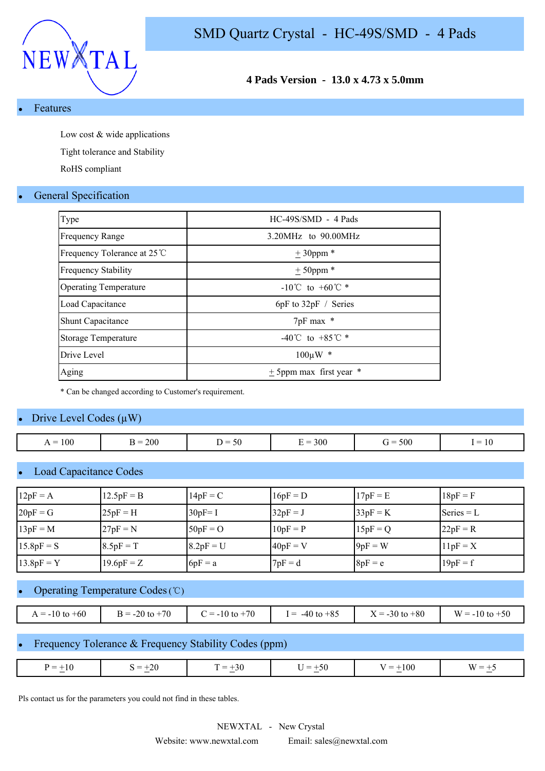NEWXTAL

# SMD Quartz Crystal - HC-49S/SMD - 4 Pads

**4 Pads Version - 13.0 x 4.73 x 5.0mm**

## • Features

Low cost & wide applications

Tight tolerance and Stability

RoHS compliant

## • General Specification

| Type | HC-49S/SMD - 4 Pads |
|---|---|
| Frequency Range | 3.20MHz to 90.00MHz |
| Frequency Tolerance at 25℃ | ± 30ppm * |
| Frequency Stability | ± 50ppm * |
| Operating Temperature | -10℃ to +60℃ * |
| Load Capacitance | 6pF to 32pF / Series |
| Shunt Capacitance | 7pF max * |
| Storage Temperature | -40℃ to +85℃ * |
| Drive Level | 100µW * |
| Aging | ± 5ppm max first year * |

* Can be changed according to Customer's requirement.

## • Drive Level Codes (µW)

| A = 100 | B = 200 | D = 50 | E = 300 | G = 500 | I = 10 |
|---|---|---|---|---|---|

## • Load Capacitance Codes

| 12pF = A | 12.5pF = B | 14pF = C | 16pF = D | 17pF = E | 18pF = F |
|---|---|---|---|---|---|
| 20pF = G | 25pF = H | 30pF= I | 32pF = J | 33pF = K | Series = L |
| 13pF = M | 27pF = N | 50pF = O | 10pF = P | 15pF = Q | 22pF = R |
| 15.8pF = S | 8.5pF = T | 8.2pF = U | 40pF = V | 9pF = W | 11pF = X |
| 13.8pF = Y | 19.6pF = Z | 6pF = a | 7pF = d | 8pF = e | 19pF = f |

## • Operating Temperature Codes (℃)

| A = -10 to +60 | B = -20 to +70 | C = -10 to +70 | I = -40 to +85 | X = -30 to +80 | W = -10 to +50 |
|---|---|---|---|---|---|

## • Frequency Tolerance & Frequency Stability Codes (ppm)

| P = ±10 | S = ±20 | T = ±30 | U = ±50 | V = ±100 | W = ±5 |
|---|---|---|---|---|---|

Pls contact us for the parameters you could not find in these tables.

NEWXTAL - New Crystal

Website: www.newxtal.com Email: sales@newxtal.com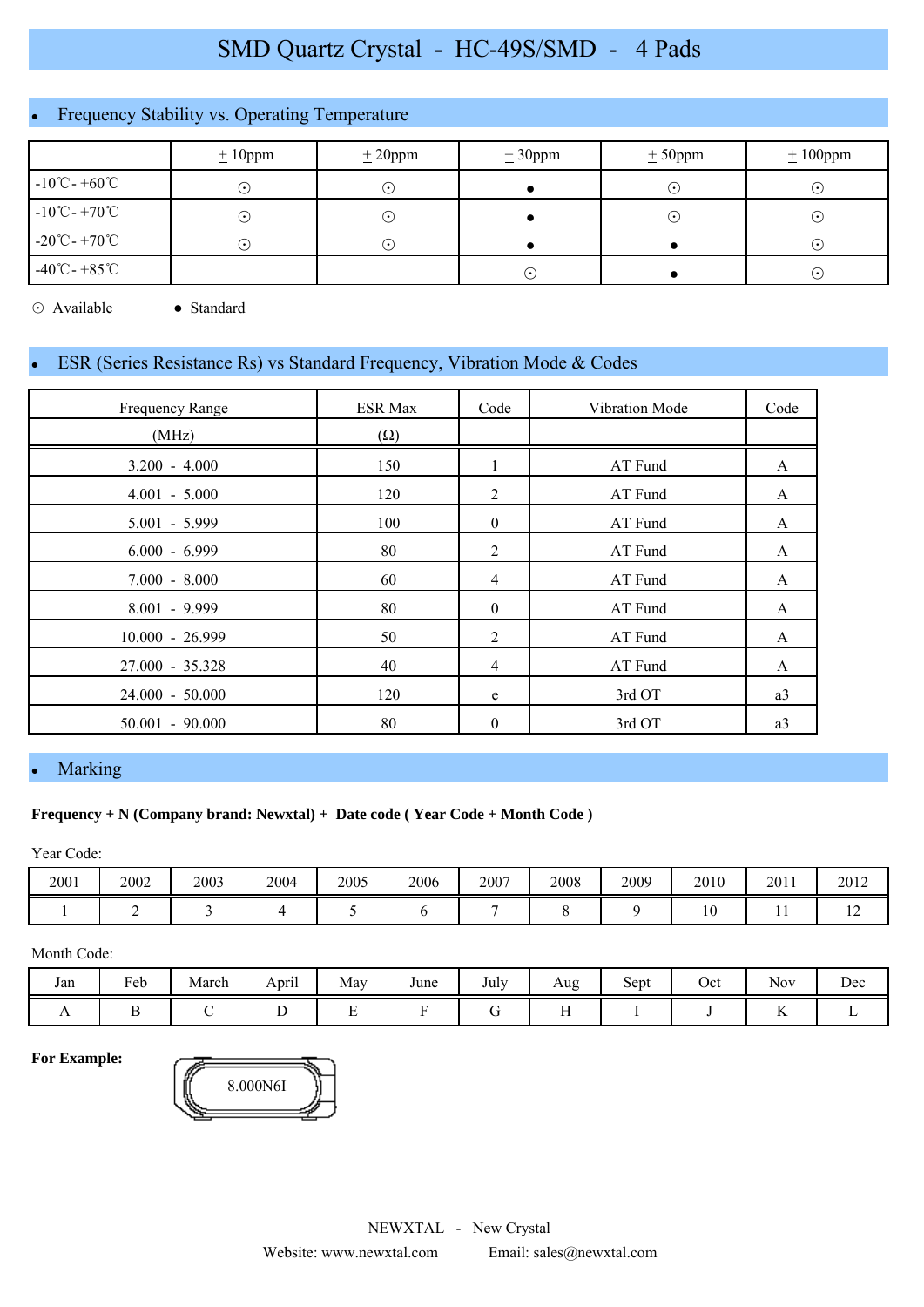# SMD Quartz Crystal - HC-49S/SMD - 4 Pads

## Frequency Stability vs. Operating Temperature

| | ±10ppm | ±20ppm | ±30ppm | ±50ppm | ±100ppm |
|---|---|---|---|---|---|
| -10℃- +60℃ | ⊙ | ⊙ | ● | ⊙ | ⊙ |
| -10℃- +70℃ | ⊙ | ⊙ | ● | ⊙ | ⊙ |
| -20℃- +70℃ | ⊙ | ⊙ | ● | ● | ⊙ |
| -40℃- +85℃ | | | ⊙ | ● | ⊙ |

⊙ Available    ● Standard

## ESR (Series Resistance Rs) vs Standard Frequency, Vibration Mode & Codes

| Frequency Range (MHz) | ESR Max (Ω) | Code | Vibration Mode | Code |
|---|---|---|---|---|
| 3.200 - 4.000 | 150 | 1 | AT Fund | A |
| 4.001 - 5.000 | 120 | 2 | AT Fund | A |
| 5.001 - 5.999 | 100 | 0 | AT Fund | A |
| 6.000 - 6.999 | 80 | 2 | AT Fund | A |
| 7.000 - 8.000 | 60 | 4 | AT Fund | A |
| 8.001 - 9.999 | 80 | 0 | AT Fund | A |
| 10.000 - 26.999 | 50 | 2 | AT Fund | A |
| 27.000 - 35.328 | 40 | 4 | AT Fund | A |
| 24.000 - 50.000 | 120 | e | 3rd OT | a3 |
| 50.001 - 90.000 | 80 | 0 | 3rd OT | a3 |

## Marking

**Frequency + N (Company brand: Newxtal) + Date code ( Year Code + Month Code )**

Year Code:

| 2001 | 2002 | 2003 | 2004 | 2005 | 2006 | 2007 | 2008 | 2009 | 2010 | 2011 | 2012 |
|---|---|---|---|---|---|---|---|---|---|---|---|
| 1 | 2 | 3 | 4 | 5 | 6 | 7 | 8 | 9 | 10 | 11 | 12 |

Month Code:

| Jan | Feb | March | April | May | June | July | Aug | Sept | Oct | Nov | Dec |
|---|---|---|---|---|---|---|---|---|---|---|---|
| A | B | C | D | E | F | G | H | I | J | K | L |

**For Example:**

8.000N6I

NEWXTAL - New Crystal

Website: www.newxtal.com    Email: sales@newxtal.com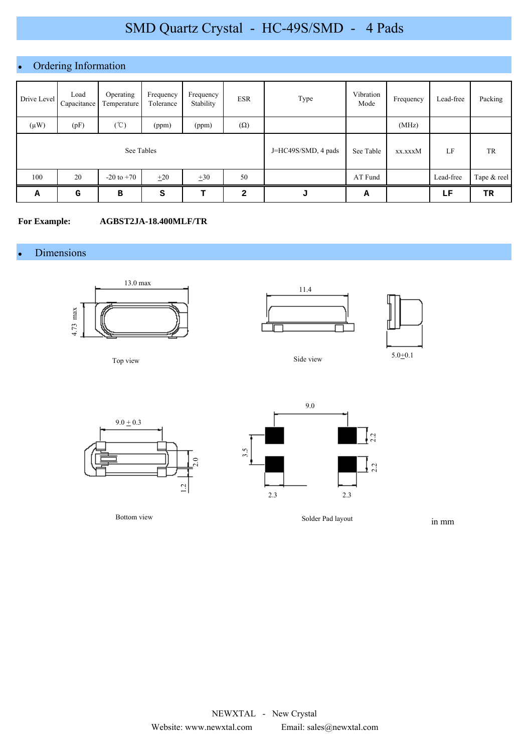# SMD Quartz Crystal - HC-49S/SMD - 4 Pads

## • Ordering Information

| Drive Level | Load Capacitance | Operating Temperature | Frequency Tolerance | Frequency Stability | ESR | Type | Vibration Mode | Frequency | Lead-free | Packing |
|---|---|---|---|---|---|---|---|---|---|---|
| (μW) | (pF) | (℃) | (ppm) | (ppm) | (Ω) | | | (MHz) | | |
| See Tables | | | | | | J=HC49S/SMD, 4 pads | See Table | xx.xxxM | LF | TR |
| 100 | 20 | -20 to +70 | ±20 | ±30 | 50 | | AT Fund | | Lead-free | Tape & reel |
| **A** | **G** | **B** | **S** | **T** | **2** | **J** | **A** | | **LF** | **TR** |

**For Example:** **AGBST2JA-18.400MLF/TR**

## • Dimensions

13.0 max

4.73 max

Top view

11.4

Side view

5.0±0.1

9.0 ± 0.3

2.0

1.2

Bottom view

9.0

3.5

2.2

2.2

2.3

2.3

Solder Pad layout

in mm

NEWXTAL - New Crystal

Website: www.newxtal.com Email: sales@newxtal.com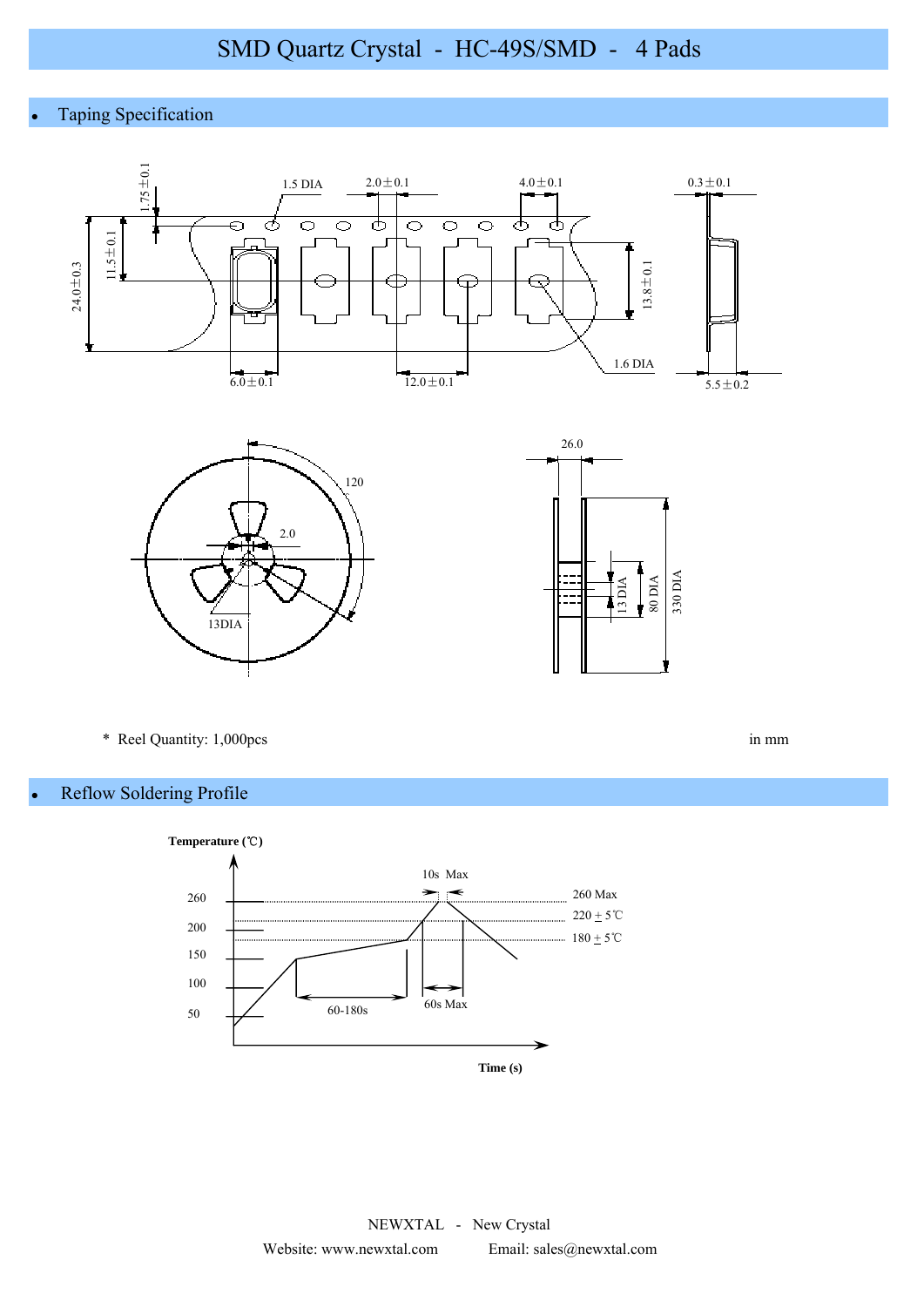# SMD Quartz Crystal - HC-49S/SMD - 4 Pads

- Taping Specification

1.75±0.1

1.5 DIA

2.0±0.1

4.0±0.1

0.3±0.1

11.5±0.1

24.0±0.3

13.8±0.1

1.6 DIA

6.0±0.1

12.0±0.1

5.5±0.2

120

2.0

13DIA

26.0

13 DIA

80 DIA

330 DIA

\* Reel Quantity: 1,000pcs

in mm

- Reflow Soldering Profile

Temperature (℃)

10s Max

260

200

150

100

50

260 Max

220 ± 5℃

180 ± 5℃

60-180s

60s Max

Time (s)

NEWXTAL - New Crystal

Website: www.newxtal.com    Email: sales@newxtal.com